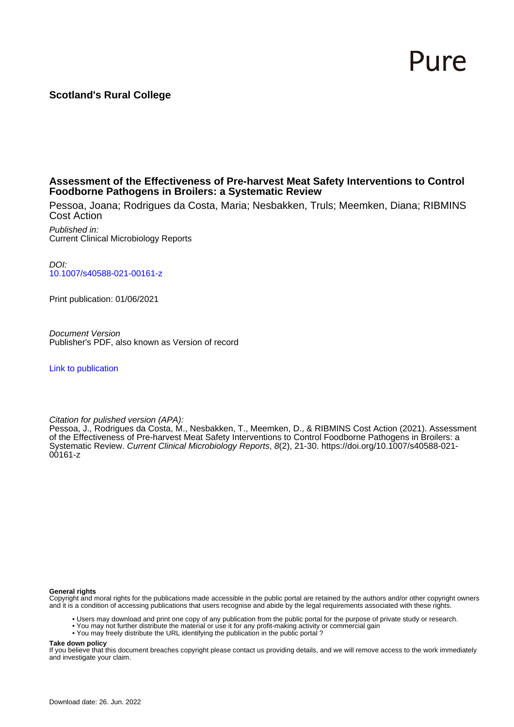Pure

**Scotland's Rural College**

**Assessment of the Effectiveness of Pre-harvest Meat Safety Interventions to Control Foodborne Pathogens in Broilers: a Systematic Review**

Pessoa, Joana; Rodrigues da Costa, Maria; Nesbakken, Truls; Meemken, Diana; RIBMINS Cost Action

*Published in:*
Current Clinical Microbiology Reports

*DOI:*
10.1007/s40588-021-00161-z

Print publication: 01/06/2021

*Document Version*
Publisher's PDF, also known as Version of record

Link to publication

*Citation for pulished version (APA):*
Pessoa, J., Rodrigues da Costa, M., Nesbakken, T., Meemken, D., & RIBMINS Cost Action (2021). Assessment of the Effectiveness of Pre-harvest Meat Safety Interventions to Control Foodborne Pathogens in Broilers: a Systematic Review. *Current Clinical Microbiology Reports*, *8*(2), 21-30. https://doi.org/10.1007/s40588-021-00161-z

**General rights**
Copyright and moral rights for the publications made accessible in the public portal are retained by the authors and/or other copyright owners and it is a condition of accessing publications that users recognise and abide by the legal requirements associated with these rights.

- Users may download and print one copy of any publication from the public portal for the purpose of private study or research.
- You may not further distribute the material or use it for any profit-making activity or commercial gain
- You may freely distribute the URL identifying the publication in the public portal ?

**Take down policy**
If you believe that this document breaches copyright please contact us providing details, and we will remove access to the work immediately and investigate your claim.

Download date: 26. Jun. 2022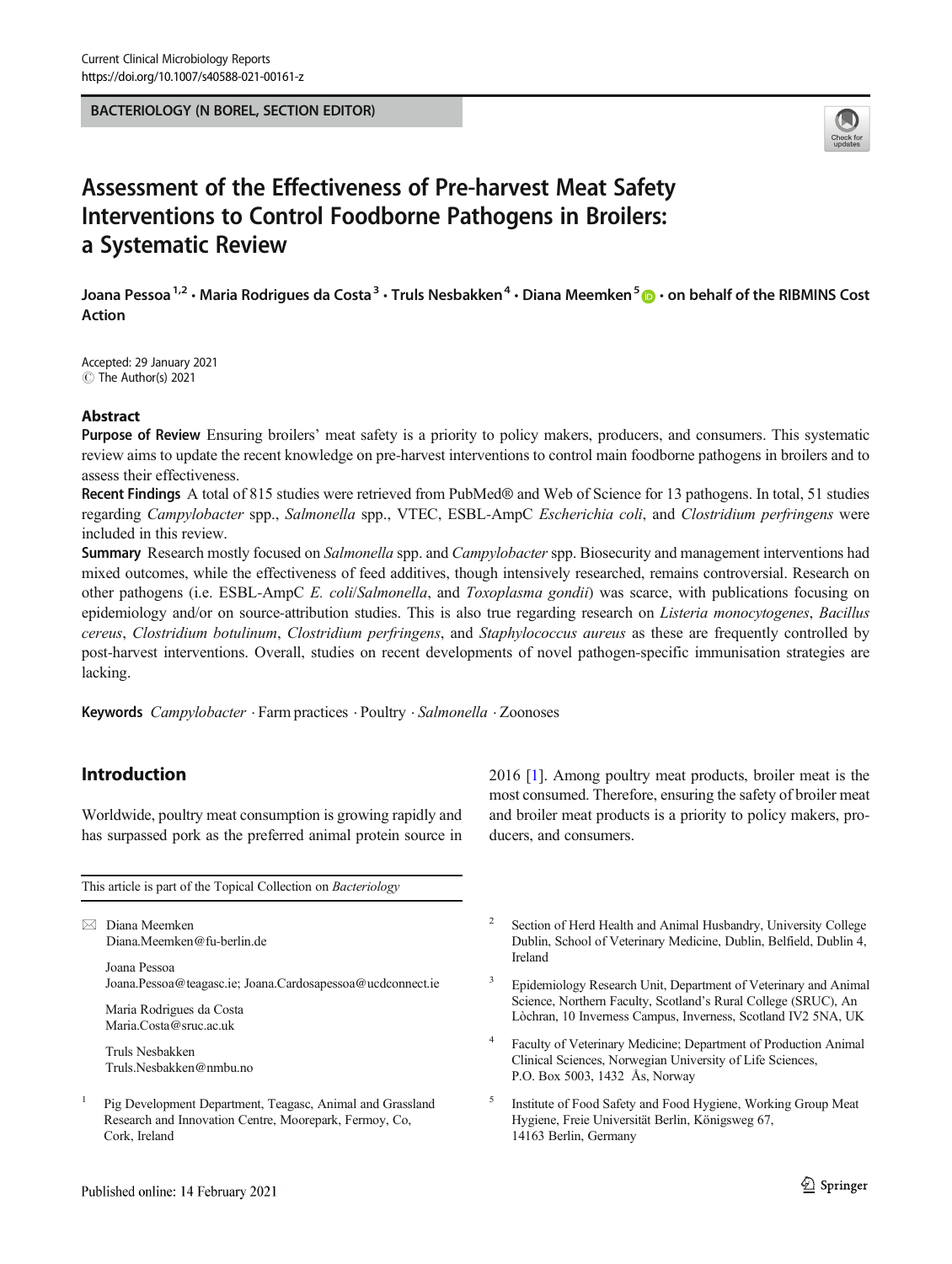Current Clinical Microbiology Reports
https://doi.org/10.1007/s40588-021-00161-z

BACTERIOLOGY (N BOREL, SECTION EDITOR)

# Assessment of the Effectiveness of Pre-harvest Meat Safety Interventions to Control Foodborne Pathogens in Broilers: a Systematic Review

**Joana Pessoa[1,2] · Maria Rodrigues da Costa[3] · Truls Nesbakken[4] · Diana Meemken[5] · on behalf of the RIBMINS Cost Action**

Accepted: 29 January 2021
© The Author(s) 2021

## Abstract

**Purpose of Review** Ensuring broilers' meat safety is a priority to policy makers, producers, and consumers. This systematic review aims to update the recent knowledge on pre-harvest interventions to control main foodborne pathogens in broilers and to assess their effectiveness.

**Recent Findings** A total of 815 studies were retrieved from PubMed® and Web of Science for 13 pathogens. In total, 51 studies regarding *Campylobacter* spp., *Salmonella* spp., VTEC, ESBL-AmpC *Escherichia coli*, and *Clostridium perfringens* were included in this review.

**Summary** Research mostly focused on *Salmonella* spp. and *Campylobacter* spp. Biosecurity and management interventions had mixed outcomes, while the effectiveness of feed additives, though intensively researched, remains controversial. Research on other pathogens (i.e. ESBL-AmpC *E. coli*/*Salmonella*, and *Toxoplasma gondii*) was scarce, with publications focusing on epidemiology and/or on source-attribution studies. This is also true regarding research on *Listeria monocytogenes*, *Bacillus cereus*, *Clostridium botulinum*, *Clostridium perfringens*, and *Staphylococcus aureus* as these are frequently controlled by post-harvest interventions. Overall, studies on recent developments of novel pathogen-specific immunisation strategies are lacking.

**Keywords** *Campylobacter* · Farm practices · Poultry · *Salmonella* · Zoonoses

## Introduction

Worldwide, poultry meat consumption is growing rapidly and has surpassed pork as the preferred animal protein source in 2016 [1]. Among poultry meat products, broiler meat is the most consumed. Therefore, ensuring the safety of broiler meat and broiler meat products is a priority to policy makers, producers, and consumers.

This article is part of the Topical Collection on *Bacteriology*

✉ Diana Meemken
Diana.Meemken@fu-berlin.de

Joana Pessoa
Joana.Pessoa@teagasc.ie; Joana.Cardosapessoa@ucdconnect.ie

Maria Rodrigues da Costa
Maria.Costa@sruc.ac.uk

Truls Nesbakken
Truls.Nesbakken@nmbu.no

[1] Pig Development Department, Teagasc, Animal and Grassland Research and Innovation Centre, Moorepark, Fermoy, Co, Cork, Ireland

[2] Section of Herd Health and Animal Husbandry, University College Dublin, School of Veterinary Medicine, Dublin, Belfield, Dublin 4, Ireland

[3] Epidemiology Research Unit, Department of Veterinary and Animal Science, Northern Faculty, Scotland's Rural College (SRUC), An Lòchran, 10 Inverness Campus, Inverness, Scotland IV2 5NA, UK

[4] Faculty of Veterinary Medicine; Department of Production Animal Clinical Sciences, Norwegian University of Life Sciences, P.O. Box 5003, 1432 Ås, Norway

[5] Institute of Food Safety and Food Hygiene, Working Group Meat Hygiene, Freie Universität Berlin, Königsweg 67, 14163 Berlin, Germany

Published online: 14 February 2021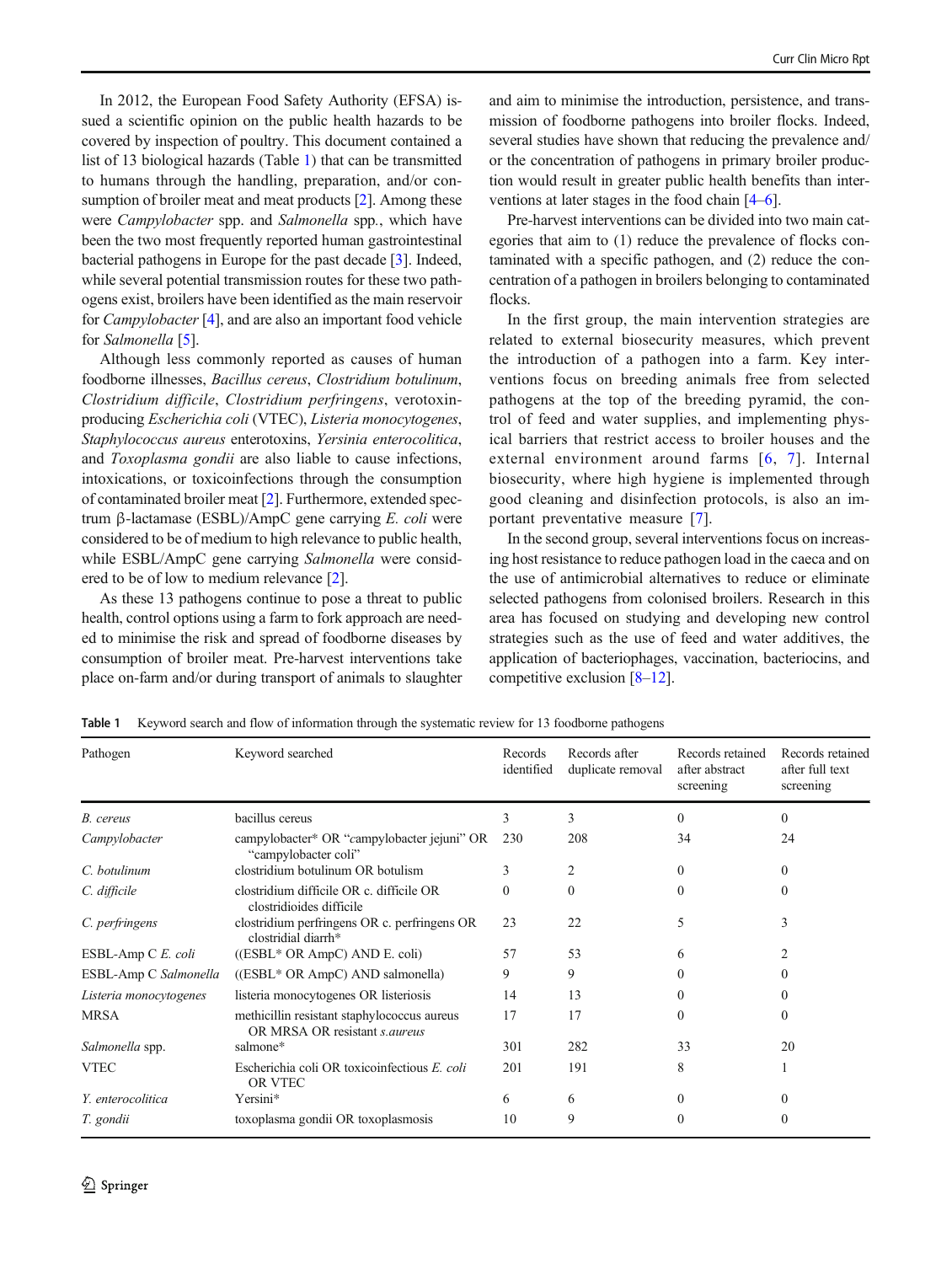In 2012, the European Food Safety Authority (EFSA) issued a scientific opinion on the public health hazards to be covered by inspection of poultry. This document contained a list of 13 biological hazards (Table 1) that can be transmitted to humans through the handling, preparation, and/or consumption of broiler meat and meat products [2]. Among these were *Campylobacter* spp. and *Salmonella* spp., which have been the two most frequently reported human gastrointestinal bacterial pathogens in Europe for the past decade [3]. Indeed, while several potential transmission routes for these two pathogens exist, broilers have been identified as the main reservoir for *Campylobacter* [4], and are also an important food vehicle for *Salmonella* [5].

Although less commonly reported as causes of human foodborne illnesses, *Bacillus cereus*, *Clostridium botulinum*, *Clostridium difficile*, *Clostridium perfringens*, verotoxin-producing *Escherichia coli* (VTEC), *Listeria monocytogenes*, *Staphylococcus aureus* enterotoxins, *Yersinia enterocolitica*, and *Toxoplasma gondii* are also liable to cause infections, intoxications, or toxicoinfections through the consumption of contaminated broiler meat [2]. Furthermore, extended spectrum β-lactamase (ESBL)/AmpC gene carrying *E. coli* were considered to be of medium to high relevance to public health, while ESBL/AmpC gene carrying *Salmonella* were considered to be of low to medium relevance [2].

As these 13 pathogens continue to pose a threat to public health, control options using a farm to fork approach are needed to minimise the risk and spread of foodborne diseases by consumption of broiler meat. Pre-harvest interventions take place on-farm and/or during transport of animals to slaughter and aim to minimise the introduction, persistence, and transmission of foodborne pathogens into broiler flocks. Indeed, several studies have shown that reducing the prevalence and/or the concentration of pathogens in primary broiler production would result in greater public health benefits than interventions at later stages in the food chain [4–6].

Pre-harvest interventions can be divided into two main categories that aim to (1) reduce the prevalence of flocks contaminated with a specific pathogen, and (2) reduce the concentration of a pathogen in broilers belonging to contaminated flocks.

In the first group, the main intervention strategies are related to external biosecurity measures, which prevent the introduction of a pathogen into a farm. Key interventions focus on breeding animals free from selected pathogens at the top of the breeding pyramid, the control of feed and water supplies, and implementing physical barriers that restrict access to broiler houses and the external environment around farms [6, 7]. Internal biosecurity, where high hygiene is implemented through good cleaning and disinfection protocols, is also an important preventative measure [7].

In the second group, several interventions focus on increasing host resistance to reduce pathogen load in the caeca and on the use of antimicrobial alternatives to reduce or eliminate selected pathogens from colonised broilers. Research in this area has focused on studying and developing new control strategies such as the use of feed and water additives, the application of bacteriophages, vaccination, bacteriocins, and competitive exclusion [8–12].

**Table 1** Keyword search and flow of information through the systematic review for 13 foodborne pathogens

| Pathogen | Keyword searched | Records identified | Records after duplicate removal | Records retained after abstract screening | Records retained after full text screening |
|---|---|---|---|---|---|
| *B. cereus* | bacillus cereus | 3 | 3 | 0 | 0 |
| *Campylobacter* | campylobacter* OR "campylobacter jejuni" OR "campylobacter coli" | 230 | 208 | 34 | 24 |
| *C. botulinum* | clostridium botulinum OR botulism | 3 | 2 | 0 | 0 |
| *C. difficile* | clostridium difficile OR c. difficile OR clostridioides difficile | 0 | 0 | 0 | 0 |
| *C. perfringens* | clostridium perfringens OR c. perfringens OR clostridial diarrh* | 23 | 22 | 5 | 3 |
| ESBL-Amp C *E. coli* | ((ESBL* OR AmpC) AND E. coli) | 57 | 53 | 6 | 2 |
| ESBL-Amp C *Salmonella* | ((ESBL* OR AmpC) AND salmonella) | 9 | 9 | 0 | 0 |
| *Listeria monocytogenes* | listeria monocytogenes OR listeriosis | 14 | 13 | 0 | 0 |
| MRSA | methicillin resistant staphylococcus aureus OR MRSA OR resistant *s.aureus* | 17 | 17 | 0 | 0 |
| *Salmonella* spp. | salmone* | 301 | 282 | 33 | 20 |
| VTEC | Escherichia coli OR toxicoinfectious *E. coli* OR VTEC | 201 | 191 | 8 | 1 |
| *Y. enterocolitica* | Yersini* | 6 | 6 | 0 | 0 |
| *T. gondii* | toxoplasma gondii OR toxoplasmosis | 10 | 9 | 0 | 0 |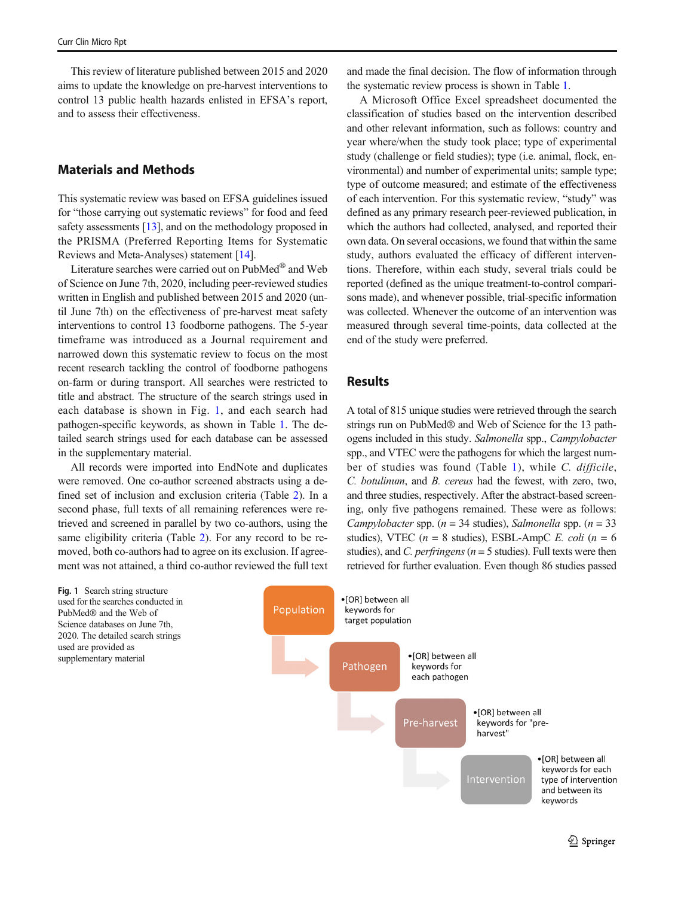This review of literature published between 2015 and 2020 aims to update the knowledge on pre-harvest interventions to control 13 public health hazards enlisted in EFSA's report, and to assess their effectiveness.

## Materials and Methods

This systematic review was based on EFSA guidelines issued for "those carrying out systematic reviews" for food and feed safety assessments [13], and on the methodology proposed in the PRISMA (Preferred Reporting Items for Systematic Reviews and Meta-Analyses) statement [14].

Literature searches were carried out on PubMed® and Web of Science on June 7th, 2020, including peer-reviewed studies written in English and published between 2015 and 2020 (until June 7th) on the effectiveness of pre-harvest meat safety interventions to control 13 foodborne pathogens. The 5-year timeframe was introduced as a Journal requirement and narrowed down this systematic review to focus on the most recent research tackling the control of foodborne pathogens on-farm or during transport. All searches were restricted to title and abstract. The structure of the search strings used in each database is shown in Fig. 1, and each search had pathogen-specific keywords, as shown in Table 1. The detailed search strings used for each database can be assessed in the supplementary material.

All records were imported into EndNote and duplicates were removed. One co-author screened abstracts using a defined set of inclusion and exclusion criteria (Table 2). In a second phase, full texts of all remaining references were retrieved and screened in parallel by two co-authors, using the same eligibility criteria (Table 2). For any record to be removed, both co-authors had to agree on its exclusion. If agreement was not attained, a third co-author reviewed the full text and made the final decision. The flow of information through the systematic review process is shown in Table 1.

A Microsoft Office Excel spreadsheet documented the classification of studies based on the intervention described and other relevant information, such as follows: country and year where/when the study took place; type of experimental study (challenge or field studies); type (i.e. animal, flock, environmental) and number of experimental units; sample type; type of outcome measured; and estimate of the effectiveness of each intervention. For this systematic review, "study" was defined as any primary research peer-reviewed publication, in which the authors had collected, analysed, and reported their own data. On several occasions, we found that within the same study, authors evaluated the efficacy of different interventions. Therefore, within each study, several trials could be reported (defined as the unique treatment-to-control comparisons made), and whenever possible, trial-specific information was collected. Whenever the outcome of an intervention was measured through several time-points, data collected at the end of the study were preferred.

## Results

A total of 815 unique studies were retrieved through the search strings run on PubMed® and Web of Science for the 13 pathogens included in this study. *Salmonella* spp., *Campylobacter* spp., and VTEC were the pathogens for which the largest number of studies was found (Table 1), while *C. difficile*, *C. botulinum*, and *B. cereus* had the fewest, with zero, two, and three studies, respectively. After the abstract-based screening, only five pathogens remained. These were as follows: *Campylobacter* spp. ($n$ = 34 studies), *Salmonella* spp. ($n$ = 33 studies), VTEC ($n$ = 8 studies), ESBL-AmpC *E. coli* ($n$ = 6 studies), and *C. perfringens* ($n$ = 5 studies). Full texts were then retrieved for further evaluation. Even though 86 studies passed

Population
- [OR] between all keywords for target population

Pathogen
- [OR] between all keywords for each pathogen

Pre-harvest
- [OR] between all keywords for "pre-harvest"

Intervention
- [OR] between all keywords for each type of intervention and between its keywords

**Fig. 1** Search string structure used for the searches conducted in PubMed® and the Web of Science databases on June 7th, 2020. The detailed search strings used are provided as supplementary material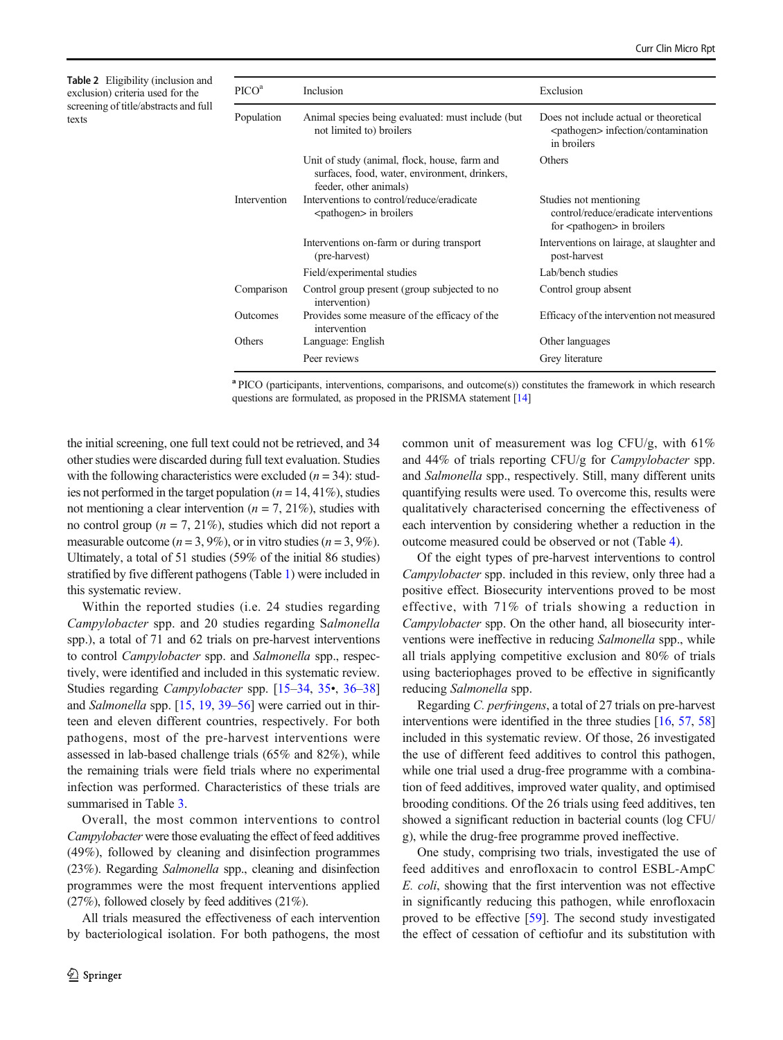**Table 2** Eligibility (inclusion and exclusion) criteria used for the screening of title/abstracts and full texts

| PICO[a] | Inclusion | Exclusion |
|---|---|---|
| Population | Animal species being evaluated: must include (but not limited to) broilers | Does not include actual or theoretical <pathogen> infection/contamination in broilers |
| | Unit of study (animal, flock, house, farm and surfaces, food, water, environment, drinkers, feeder, other animals) | Others |
| Intervention | Interventions to control/reduce/eradicate <pathogen> in broilers | Studies not mentioning control/reduce/eradicate interventions for <pathogen> in broilers |
| | Interventions on-farm or during transport (pre-harvest) | Interventions on lairage, at slaughter and post-harvest |
| | Field/experimental studies | Lab/bench studies |
| Comparison | Control group present (group subjected to no intervention) | Control group absent |
| Outcomes | Provides some measure of the efficacy of the intervention | Efficacy of the intervention not measured |
| Others | Language: English | Other languages |
| | Peer reviews | Grey literature |

[a] PICO (participants, interventions, comparisons, and outcome(s)) constitutes the framework in which research questions are formulated, as proposed in the PRISMA statement [14]

the initial screening, one full text could not be retrieved, and 34 other studies were discarded during full text evaluation. Studies with the following characteristics were excluded ($n = 34$): studies not performed in the target population ($n = 14$, 41%), studies not mentioning a clear intervention ($n = 7$, 21%), studies with no control group ($n = 7$, 21%), studies which did not report a measurable outcome ($n = 3$, 9%), or in vitro studies ($n = 3$, 9%). Ultimately, a total of 51 studies (59% of the initial 86 studies) stratified by five different pathogens (Table 1) were included in this systematic review.

Within the reported studies (i.e. 24 studies regarding *Campylobacter* spp. and 20 studies regarding *Salmonella* spp.), a total of 71 and 62 trials on pre-harvest interventions to control *Campylobacter* spp. and *Salmonella* spp., respectively, were identified and included in this systematic review. Studies regarding *Campylobacter* spp. [15–34, 35•, 36–38] and *Salmonella* spp. [15, 19, 39–56] were carried out in thirteen and eleven different countries, respectively. For both pathogens, most of the pre-harvest interventions were assessed in lab-based challenge trials (65% and 82%), while the remaining trials were field trials where no experimental infection was performed. Characteristics of these trials are summarised in Table 3.

Overall, the most common interventions to control *Campylobacter* were those evaluating the effect of feed additives (49%), followed by cleaning and disinfection programmes (23%). Regarding *Salmonella* spp., cleaning and disinfection programmes were the most frequent interventions applied (27%), followed closely by feed additives (21%).

All trials measured the effectiveness of each intervention by bacteriological isolation. For both pathogens, the most common unit of measurement was log CFU/g, with 61% and 44% of trials reporting CFU/g for *Campylobacter* spp. and *Salmonella* spp., respectively. Still, many different units quantifying results were used. To overcome this, results were qualitatively characterised concerning the effectiveness of each intervention by considering whether a reduction in the outcome measured could be observed or not (Table 4).

Of the eight types of pre-harvest interventions to control *Campylobacter* spp. included in this review, only three had a positive effect. Biosecurity interventions proved to be most effective, with 71% of trials showing a reduction in *Campylobacter* spp. On the other hand, all biosecurity interventions were ineffective in reducing *Salmonella* spp., while all trials applying competitive exclusion and 80% of trials using bacteriophages proved to be effective in significantly reducing *Salmonella* spp.

Regarding *C. perfringens*, a total of 27 trials on pre-harvest interventions were identified in the three studies [16, 57, 58] included in this systematic review. Of those, 26 investigated the use of different feed additives to control this pathogen, while one trial used a drug-free programme with a combination of feed additives, improved water quality, and optimised brooding conditions. Of the 26 trials using feed additives, ten showed a significant reduction in bacterial counts (log CFU/g), while the drug-free programme proved ineffective.

One study, comprising two trials, investigated the use of feed additives and enrofloxacin to control ESBL-AmpC *E. coli*, showing that the first intervention was not effective in significantly reducing this pathogen, while enrofloxacin proved to be effective [59]. The second study investigated the effect of cessation of ceftiofur and its substitution with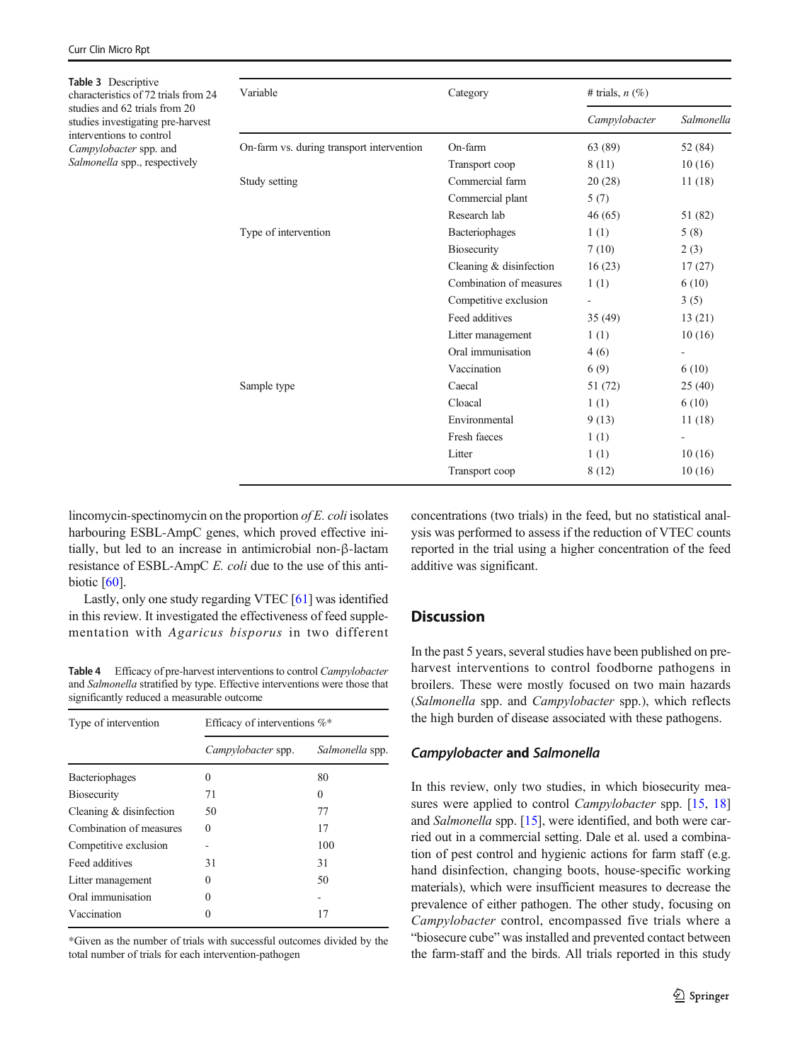Table 3 Descriptive characteristics of 72 trials from 24 studies and 62 trials from 20 studies investigating pre-harvest interventions to control *Campylobacter* spp. and *Salmonella* spp., respectively

| Variable | Category | # trials, *n* (%) | |
|---|---|---|---|
| | | *Campylobacter* | *Salmonella* |
| On-farm vs. during transport intervention | On-farm | 63 (89) | 52 (84) |
| | Transport coop | 8 (11) | 10 (16) |
| Study setting | Commercial farm | 20 (28) | 11 (18) |
| | Commercial plant | 5 (7) | |
| | Research lab | 46 (65) | 51 (82) |
| Type of intervention | Bacteriophages | 1 (1) | 5 (8) |
| | Biosecurity | 7 (10) | 2 (3) |
| | Cleaning & disinfection | 16 (23) | 17 (27) |
| | Combination of measures | 1 (1) | 6 (10) |
| | Competitive exclusion | - | 3 (5) |
| | Feed additives | 35 (49) | 13 (21) |
| | Litter management | 1 (1) | 10 (16) |
| | Oral immunisation | 4 (6) | - |
| | Vaccination | 6 (9) | 6 (10) |
| Sample type | Caecal | 51 (72) | 25 (40) |
| | Cloacal | 1 (1) | 6 (10) |
| | Environmental | 9 (13) | 11 (18) |
| | Fresh faeces | 1 (1) | - |
| | Litter | 1 (1) | 10 (16) |
| | Transport coop | 8 (12) | 10 (16) |

lincomycin-spectinomycin on the proportion *of E. coli* isolates harbouring ESBL-AmpC genes, which proved effective initially, but led to an increase in antimicrobial non-β-lactam resistance of ESBL-AmpC *E. coli* due to the use of this antibiotic [60].

Lastly, only one study regarding VTEC [61] was identified in this review. It investigated the effectiveness of feed supplementation with *Agaricus bisporus* in two different concentrations (two trials) in the feed, but no statistical analysis was performed to assess if the reduction of VTEC counts reported in the trial using a higher concentration of the feed additive was significant.

Table 4 Efficacy of pre-harvest interventions to control *Campylobacter* and *Salmonella* stratified by type. Effective interventions were those that significantly reduced a measurable outcome

| Type of intervention | Efficacy of interventions %* | |
|---|---|---|
| | *Campylobacter* spp. | *Salmonella* spp. |
| Bacteriophages | 0 | 80 |
| Biosecurity | 71 | 0 |
| Cleaning & disinfection | 50 | 77 |
| Combination of measures | 0 | 17 |
| Competitive exclusion | - | 100 |
| Feed additives | 31 | 31 |
| Litter management | 0 | 50 |
| Oral immunisation | 0 | - |
| Vaccination | 0 | 17 |

*Given as the number of trials with successful outcomes divided by the total number of trials for each intervention-pathogen

## Discussion

In the past 5 years, several studies have been published on pre-harvest interventions to control foodborne pathogens in broilers. These were mostly focused on two main hazards (*Salmonella* spp. and *Campylobacter* spp.), which reflects the high burden of disease associated with these pathogens.

### *Campylobacter* and *Salmonella*

In this review, only two studies, in which biosecurity measures were applied to control *Campylobacter* spp. [15, 18] and *Salmonella* spp. [15], were identified, and both were carried out in a commercial setting. Dale et al. used a combination of pest control and hygienic actions for farm staff (e.g. hand disinfection, changing boots, house-specific working materials), which were insufficient measures to decrease the prevalence of either pathogen. The other study, focusing on *Campylobacter* control, encompassed five trials where a "biosecure cube" was installed and prevented contact between the farm-staff and the birds. All trials reported in this study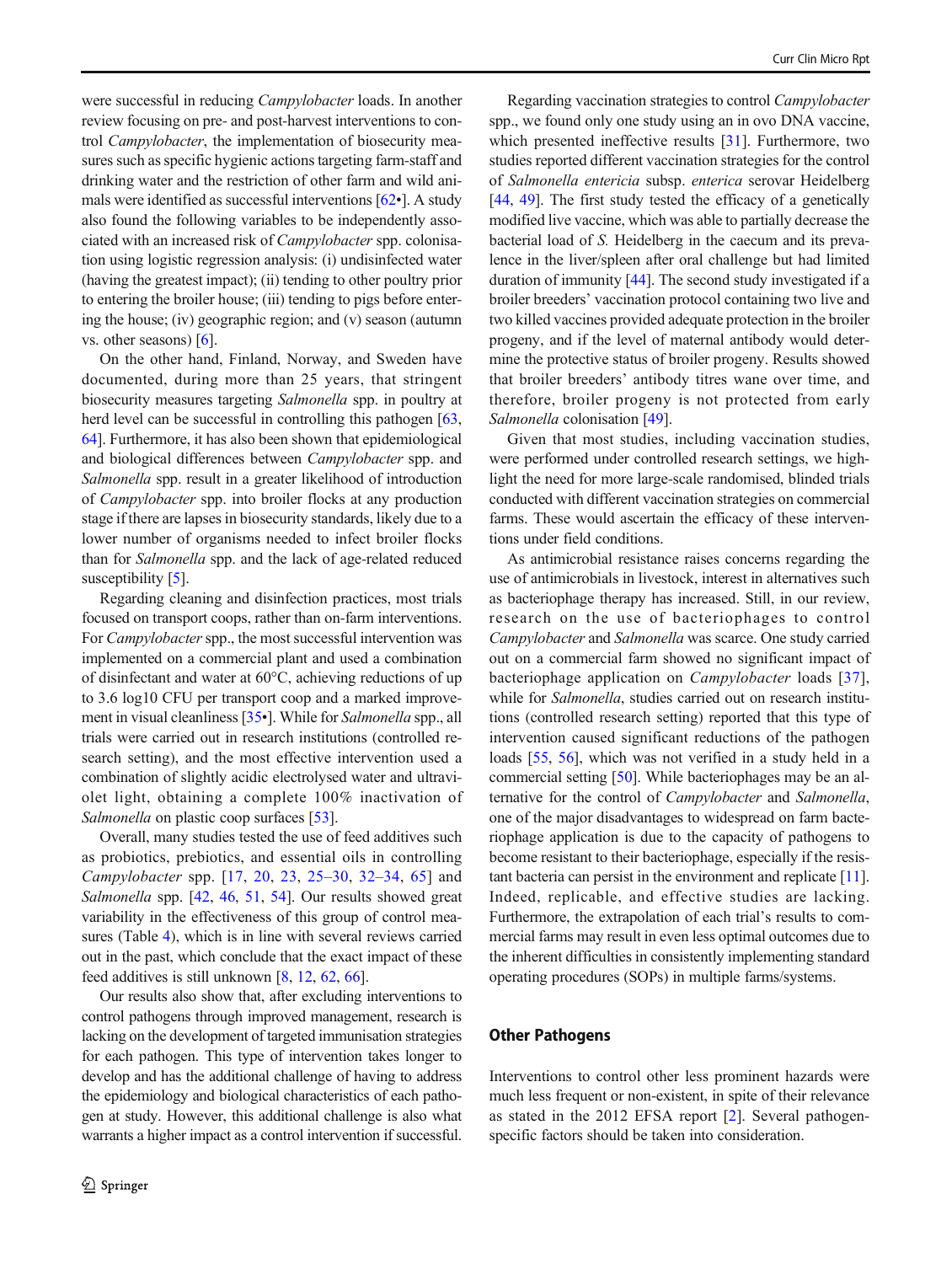were successful in reducing *Campylobacter* loads. In another review focusing on pre- and post-harvest interventions to control *Campylobacter*, the implementation of biosecurity measures such as specific hygienic actions targeting farm-staff and drinking water and the restriction of other farm and wild animals were identified as successful interventions [62•]. A study also found the following variables to be independently associated with an increased risk of *Campylobacter* spp. colonisation using logistic regression analysis: (i) undisinfected water (having the greatest impact); (ii) tending to other poultry prior to entering the broiler house; (iii) tending to pigs before entering the house; (iv) geographic region; and (v) season (autumn vs. other seasons) [6].

On the other hand, Finland, Norway, and Sweden have documented, during more than 25 years, that stringent biosecurity measures targeting *Salmonella* spp. in poultry at herd level can be successful in controlling this pathogen [63, 64]. Furthermore, it has also been shown that epidemiological and biological differences between *Campylobacter* spp. and *Salmonella* spp. result in a greater likelihood of introduction of *Campylobacter* spp. into broiler flocks at any production stage if there are lapses in biosecurity standards, likely due to a lower number of organisms needed to infect broiler flocks than for *Salmonella* spp. and the lack of age-related reduced susceptibility [5].

Regarding cleaning and disinfection practices, most trials focused on transport coops, rather than on-farm interventions. For *Campylobacter* spp., the most successful intervention was implemented on a commercial plant and used a combination of disinfectant and water at 60°C, achieving reductions of up to 3.6 log10 CFU per transport coop and a marked improvement in visual cleanliness [35•]. While for *Salmonella* spp., all trials were carried out in research institutions (controlled research setting), and the most effective intervention used a combination of slightly acidic electrolysed water and ultraviolet light, obtaining a complete 100% inactivation of *Salmonella* on plastic coop surfaces [53].

Overall, many studies tested the use of feed additives such as probiotics, prebiotics, and essential oils in controlling *Campylobacter* spp. [17, 20, 23, 25–30, 32–34, 65] and *Salmonella* spp. [42, 46, 51, 54]. Our results showed great variability in the effectiveness of this group of control measures (Table 4), which is in line with several reviews carried out in the past, which conclude that the exact impact of these feed additives is still unknown [8, 12, 62, 66].

Our results also show that, after excluding interventions to control pathogens through improved management, research is lacking on the development of targeted immunisation strategies for each pathogen. This type of intervention takes longer to develop and has the additional challenge of having to address the epidemiology and biological characteristics of each pathogen at study. However, this additional challenge is also what warrants a higher impact as a control intervention if successful.

Regarding vaccination strategies to control *Campylobacter* spp., we found only one study using an in ovo DNA vaccine, which presented ineffective results [31]. Furthermore, two studies reported different vaccination strategies for the control of *Salmonella entericia* subsp. *enterica* serovar Heidelberg [44, 49]. The first study tested the efficacy of a genetically modified live vaccine, which was able to partially decrease the bacterial load of *S.* Heidelberg in the caecum and its prevalence in the liver/spleen after oral challenge but had limited duration of immunity [44]. The second study investigated if a broiler breeders' vaccination protocol containing two live and two killed vaccines provided adequate protection in the broiler progeny, and if the level of maternal antibody would determine the protective status of broiler progeny. Results showed that broiler breeders' antibody titres wane over time, and therefore, broiler progeny is not protected from early *Salmonella* colonisation [49].

Given that most studies, including vaccination studies, were performed under controlled research settings, we highlight the need for more large-scale randomised, blinded trials conducted with different vaccination strategies on commercial farms. These would ascertain the efficacy of these interventions under field conditions.

As antimicrobial resistance raises concerns regarding the use of antimicrobials in livestock, interest in alternatives such as bacteriophage therapy has increased. Still, in our review, research on the use of bacteriophages to control *Campylobacter* and *Salmonella* was scarce. One study carried out on a commercial farm showed no significant impact of bacteriophage application on *Campylobacter* loads [37], while for *Salmonella*, studies carried out on research institutions (controlled research setting) reported that this type of intervention caused significant reductions of the pathogen loads [55, 56], which was not verified in a study held in a commercial setting [50]. While bacteriophages may be an alternative for the control of *Campylobacter* and *Salmonella*, one of the major disadvantages to widespread on farm bacteriophage application is due to the capacity of pathogens to become resistant to their bacteriophage, especially if the resistant bacteria can persist in the environment and replicate [11]. Indeed, replicable, and effective studies are lacking. Furthermore, the extrapolation of each trial's results to commercial farms may result in even less optimal outcomes due to the inherent difficulties in consistently implementing standard operating procedures (SOPs) in multiple farms/systems.

## Other Pathogens

Interventions to control other less prominent hazards were much less frequent or non-existent, in spite of their relevance as stated in the 2012 EFSA report [2]. Several pathogen-specific factors should be taken into consideration.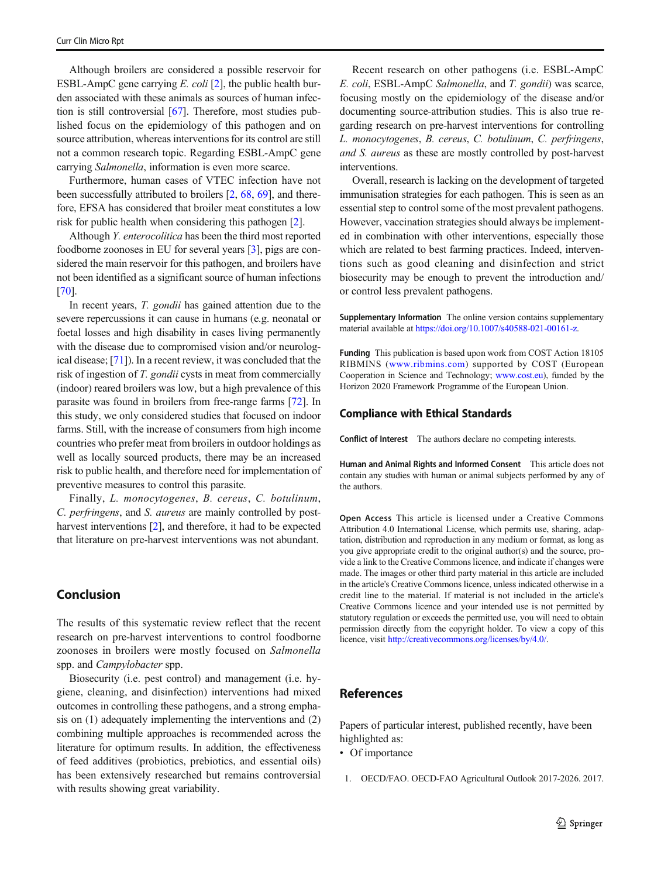Although broilers are considered a possible reservoir for ESBL-AmpC gene carrying *E. coli* [2], the public health burden associated with these animals as sources of human infection is still controversial [67]. Therefore, most studies published focus on the epidemiology of this pathogen and on source attribution, whereas interventions for its control are still not a common research topic. Regarding ESBL-AmpC gene carrying *Salmonella*, information is even more scarce.

Furthermore, human cases of VTEC infection have not been successfully attributed to broilers [2, 68, 69], and therefore, EFSA has considered that broiler meat constitutes a low risk for public health when considering this pathogen [2].

Although *Y. enterocolitica* has been the third most reported foodborne zoonoses in EU for several years [3], pigs are considered the main reservoir for this pathogen, and broilers have not been identified as a significant source of human infections [70].

In recent years, *T. gondii* has gained attention due to the severe repercussions it can cause in humans (e.g. neonatal or foetal losses and high disability in cases living permanently with the disease due to compromised vision and/or neurological disease; [71]). In a recent review, it was concluded that the risk of ingestion of *T. gondii* cysts in meat from commercially (indoor) reared broilers was low, but a high prevalence of this parasite was found in broilers from free-range farms [72]. In this study, we only considered studies that focused on indoor farms. Still, with the increase of consumers from high income countries who prefer meat from broilers in outdoor holdings as well as locally sourced products, there may be an increased risk to public health, and therefore need for implementation of preventive measures to control this parasite.

Finally, *L. monocytogenes*, *B. cereus*, *C. botulinum*, *C. perfringens*, and *S. aureus* are mainly controlled by post-harvest interventions [2], and therefore, it had to be expected that literature on pre-harvest interventions was not abundant.

## Conclusion

The results of this systematic review reflect that the recent research on pre-harvest interventions to control foodborne zoonoses in broilers were mostly focused on *Salmonella* spp. and *Campylobacter* spp.

Biosecurity (i.e. pest control) and management (i.e. hygiene, cleaning, and disinfection) interventions had mixed outcomes in controlling these pathogens, and a strong emphasis on (1) adequately implementing the interventions and (2) combining multiple approaches is recommended across the literature for optimum results. In addition, the effectiveness of feed additives (probiotics, prebiotics, and essential oils) has been extensively researched but remains controversial with results showing great variability.

Recent research on other pathogens (i.e. ESBL-AmpC *E. coli*, ESBL-AmpC *Salmonella*, and *T. gondii*) was scarce, focusing mostly on the epidemiology of the disease and/or documenting source-attribution studies. This is also true regarding research on pre-harvest interventions for controlling *L. monocytogenes*, *B. cereus*, *C. botulinum*, *C. perfringens*, *and S. aureus* as these are mostly controlled by post-harvest interventions.

Overall, research is lacking on the development of targeted immunisation strategies for each pathogen. This is seen as an essential step to control some of the most prevalent pathogens. However, vaccination strategies should always be implemented in combination with other interventions, especially those which are related to best farming practices. Indeed, interventions such as good cleaning and disinfection and strict biosecurity may be enough to prevent the introduction and/or control less prevalent pathogens.

**Supplementary Information** The online version contains supplementary material available at https://doi.org/10.1007/s40588-021-00161-z.

**Funding** This publication is based upon work from COST Action 18105 RIBMINS (www.ribmins.com) supported by COST (European Cooperation in Science and Technology; www.cost.eu), funded by the Horizon 2020 Framework Programme of the European Union.

### Compliance with Ethical Standards

**Conflict of Interest** The authors declare no competing interests.

**Human and Animal Rights and Informed Consent** This article does not contain any studies with human or animal subjects performed by any of the authors.

**Open Access** This article is licensed under a Creative Commons Attribution 4.0 International License, which permits use, sharing, adaptation, distribution and reproduction in any medium or format, as long as you give appropriate credit to the original author(s) and the source, provide a link to the Creative Commons licence, and indicate if changes were made. The images or other third party material in this article are included in the article's Creative Commons licence, unless indicated otherwise in a credit line to the material. If material is not included in the article's Creative Commons licence and your intended use is not permitted by statutory regulation or exceeds the permitted use, you will need to obtain permission directly from the copyright holder. To view a copy of this licence, visit http://creativecommons.org/licenses/by/4.0/.

## References

Papers of particular interest, published recently, have been highlighted as:

- Of importance

1. OECD/FAO. OECD-FAO Agricultural Outlook 2017-2026. 2017.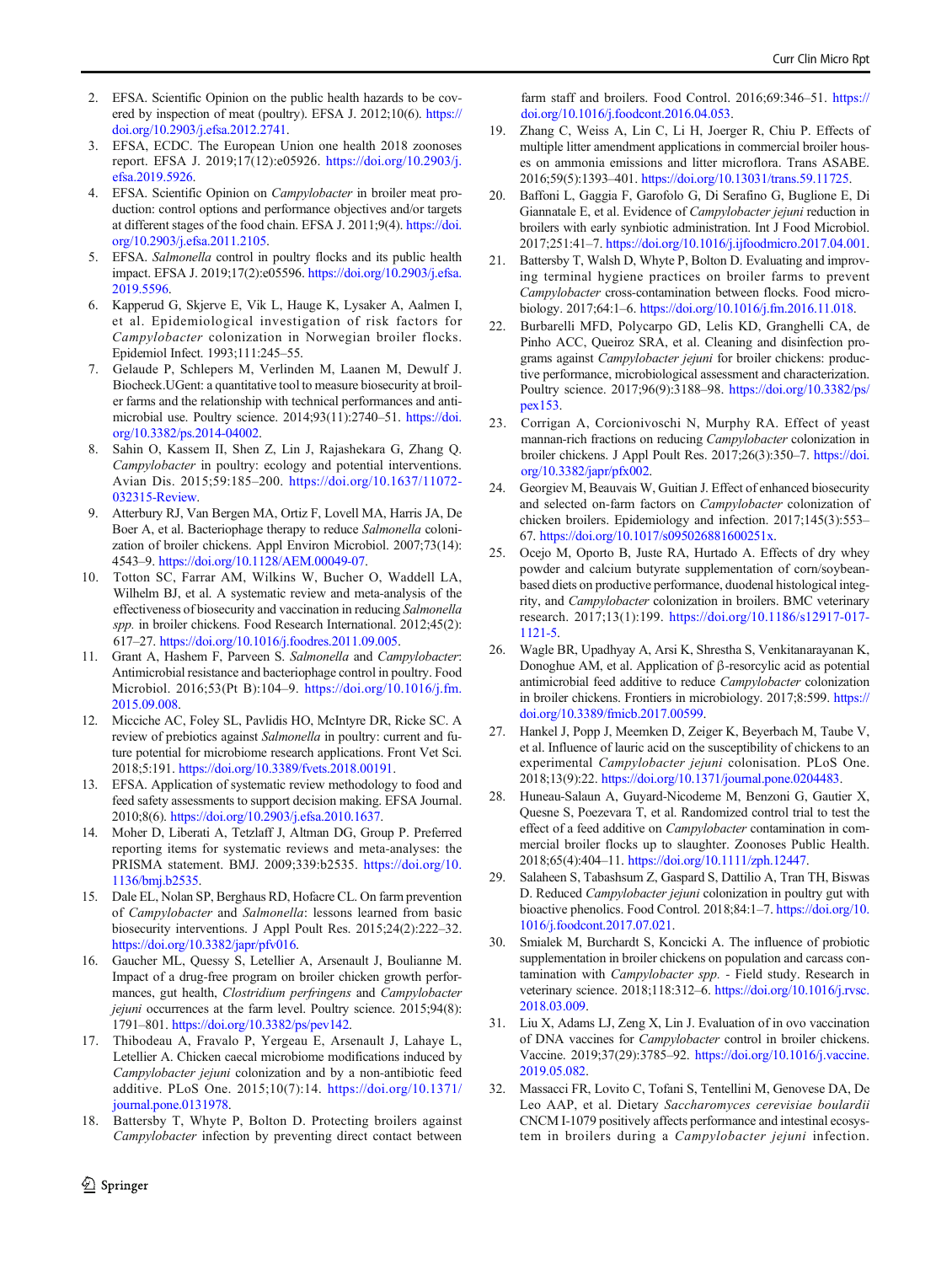2. EFSA. Scientific Opinion on the public health hazards to be covered by inspection of meat (poultry). EFSA J. 2012;10(6). https://doi.org/10.2903/j.efsa.2012.2741.
3. EFSA, ECDC. The European Union one health 2018 zoonoses report. EFSA J. 2019;17(12):e05926. https://doi.org/10.2903/j.efsa.2019.5926.
4. EFSA. Scientific Opinion on *Campylobacter* in broiler meat production: control options and performance objectives and/or targets at different stages of the food chain. EFSA J. 2011;9(4). https://doi.org/10.2903/j.efsa.2011.2105.
5. EFSA. *Salmonella* control in poultry flocks and its public health impact. EFSA J. 2019;17(2):e05596. https://doi.org/10.2903/j.efsa.2019.5596.
6. Kapperud G, Skjerve E, Vik L, Hauge K, Lysaker A, Aalmen I, et al. Epidemiological investigation of risk factors for *Campylobacter* colonization in Norwegian broiler flocks. Epidemiol Infect. 1993;111:245–55.
7. Gelaude P, Schlepers M, Verlinden M, Laanen M, Dewulf J. Biocheck.UGent: a quantitative tool to measure biosecurity at broiler farms and the relationship with technical performances and antimicrobial use. Poultry science. 2014;93(11):2740–51. https://doi.org/10.3382/ps.2014-04002.
8. Sahin O, Kassem II, Shen Z, Lin J, Rajashekara G, Zhang Q. *Campylobacter* in poultry: ecology and potential interventions. Avian Dis. 2015;59:185–200. https://doi.org/10.1637/11072-032315-Review.
9. Atterbury RJ, Van Bergen MA, Ortiz F, Lovell MA, Harris JA, De Boer A, et al. Bacteriophage therapy to reduce *Salmonella* colonization of broiler chickens. Appl Environ Microbiol. 2007;73(14):4543–9. https://doi.org/10.1128/AEM.00049-07.
10. Totton SC, Farrar AM, Wilkins W, Bucher O, Waddell LA, Wilhelm BJ, et al. A systematic review and meta-analysis of the effectiveness of biosecurity and vaccination in reducing *Salmonella spp.* in broiler chickens. Food Research International. 2012;45(2):617–27. https://doi.org/10.1016/j.foodres.2011.09.005.
11. Grant A, Hashem F, Parveen S. *Salmonella* and *Campylobacter*: Antimicrobial resistance and bacteriophage control in poultry. Food Microbiol. 2016;53(Pt B):104–9. https://doi.org/10.1016/j.fm.2015.09.008.
12. Micciche AC, Foley SL, Pavlidis HO, McIntyre DR, Ricke SC. A review of prebiotics against *Salmonella* in poultry: current and future potential for microbiome research applications. Front Vet Sci. 2018;5:191. https://doi.org/10.3389/fvets.2018.00191.
13. EFSA. Application of systematic review methodology to food and feed safety assessments to support decision making. EFSA Journal. 2010;8(6). https://doi.org/10.2903/j.efsa.2010.1637.
14. Moher D, Liberati A, Tetzlaff J, Altman DG, Group P. Preferred reporting items for systematic reviews and meta-analyses: the PRISMA statement. BMJ. 2009;339:b2535. https://doi.org/10.1136/bmj.b2535.
15. Dale EL, Nolan SP, Berghaus RD, Hofacre CL. On farm prevention of *Campylobacter* and *Salmonella*: lessons learned from basic biosecurity interventions. J Appl Poult Res. 2015;24(2):222–32. https://doi.org/10.3382/japr/pfv016.
16. Gaucher ML, Quessy S, Letellier A, Arsenault J, Boulianne M. Impact of a drug-free program on broiler chicken growth performances, gut health, *Clostridium perfringens* and *Campylobacter jejuni* occurrences at the farm level. Poultry science. 2015;94(8):1791–801. https://doi.org/10.3382/ps/pev142.
17. Thibodeau A, Fravalo P, Yergeau E, Arsenault J, Lahaye L, Letellier A. Chicken caecal microbiome modifications induced by *Campylobacter jejuni* colonization and by a non-antibiotic feed additive. PLoS One. 2015;10(7):14. https://doi.org/10.1371/journal.pone.0131978.
18. Battersby T, Whyte P, Bolton D. Protecting broilers against *Campylobacter* infection by preventing direct contact between farm staff and broilers. Food Control. 2016;69:346–51. https://doi.org/10.1016/j.foodcont.2016.04.053.
19. Zhang C, Weiss A, Lin C, Li H, Joerger R, Chiu P. Effects of multiple litter amendment applications in commercial broiler houses on ammonia emissions and litter microflora. Trans ASABE. 2016;59(5):1393–401. https://doi.org/10.13031/trans.59.11725.
20. Baffoni L, Gaggia F, Garofolo G, Di Serafino G, Buglione E, Di Giannatale E, et al. Evidence of *Campylobacter jejuni* reduction in broilers with early synbiotic administration. Int J Food Microbiol. 2017;251:41–7. https://doi.org/10.1016/j.ijfoodmicro.2017.04.001.
21. Battersby T, Walsh D, Whyte P, Bolton D. Evaluating and improving terminal hygiene practices on broiler farms to prevent *Campylobacter* cross-contamination between flocks. Food microbiology. 2017;64:1–6. https://doi.org/10.1016/j.fm.2016.11.018.
22. Burbarelli MFD, Polycarpo GD, Lelis KD, Granghelli CA, de Pinho ACC, Queiroz SRA, et al. Cleaning and disinfection programs against *Campylobacter jejuni* for broiler chickens: productive performance, microbiological assessment and characterization. Poultry science. 2017;96(9):3188–98. https://doi.org/10.3382/ps/pex153.
23. Corrigan A, Corcionivoschi N, Murphy RA. Effect of yeast mannan-rich fractions on reducing *Campylobacter* colonization in broiler chickens. J Appl Poult Res. 2017;26(3):350–7. https://doi.org/10.3382/japr/pfx002.
24. Georgiev M, Beauvais W, Guitian J. Effect of enhanced biosecurity and selected on-farm factors on *Campylobacter* colonization of chicken broilers. Epidemiology and infection. 2017;145(3):553–67. https://doi.org/10.1017/s095026881600251x.
25. Ocejo M, Oporto B, Juste RA, Hurtado A. Effects of dry whey powder and calcium butyrate supplementation of corn/soybean-based diets on productive performance, duodenal histological integrity, and *Campylobacter* colonization in broilers. BMC veterinary research. 2017;13(1):199. https://doi.org/10.1186/s12917-017-1121-5.
26. Wagle BR, Upadhyay A, Arsi K, Shrestha S, Venkitanarayanan K, Donoghue AM, et al. Application of β-resorcylic acid as potential antimicrobial feed additive to reduce *Campylobacter* colonization in broiler chickens. Frontiers in microbiology. 2017;8:599. https://doi.org/10.3389/fmicb.2017.00599.
27. Hankel J, Popp J, Meemken D, Zeiger K, Beyerbach M, Taube V, et al. Influence of lauric acid on the susceptibility of chickens to an experimental *Campylobacter jejuni* colonisation. PLoS One. 2018;13(9):22. https://doi.org/10.1371/journal.pone.0204483.
28. Huneau-Salaun A, Guyard-Nicodeme M, Benzoni G, Gautier X, Quesne S, Poezevara T, et al. Randomized control trial to test the effect of a feed additive on *Campylobacter* contamination in commercial broiler flocks up to slaughter. Zoonoses Public Health. 2018;65(4):404–11. https://doi.org/10.1111/zph.12447.
29. Salaheen S, Tabashsum Z, Gaspard S, Dattilio A, Tran TH, Biswas D. Reduced *Campylobacter jejuni* colonization in poultry gut with bioactive phenolics. Food Control. 2018;84:1–7. https://doi.org/10.1016/j.foodcont.2017.07.021.
30. Smialek M, Burchardt S, Koncicki A. The influence of probiotic supplementation in broiler chickens on population and carcass contamination with *Campylobacter spp.* - Field study. Research in veterinary science. 2018;118:312–6. https://doi.org/10.1016/j.rvsc.2018.03.009.
31. Liu X, Adams LJ, Zeng X, Lin J. Evaluation of in ovo vaccination of DNA vaccines for *Campylobacter* control in broiler chickens. Vaccine. 2019;37(29):3785–92. https://doi.org/10.1016/j.vaccine.2019.05.082.
32. Massacci FR, Lovito C, Tofani S, Tentellini M, Genovese DA, De Leo AAP, et al. Dietary *Saccharomyces cerevisiae boulardii* CNCM I-1079 positively affects performance and intestinal ecosystem in broilers during a *Campylobacter jejuni* infection.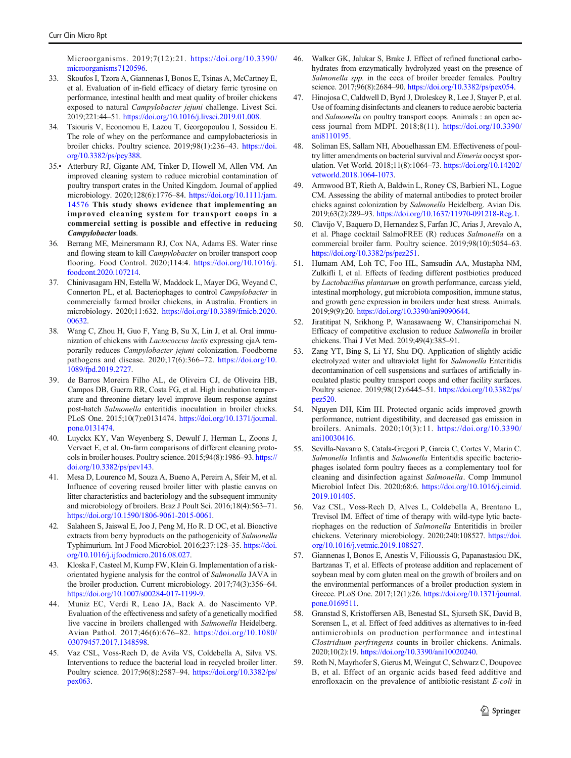Microorganisms. 2019;7(12):21. https://doi.org/10.3390/microorganisms7120596.

33. Skoufos I, Tzora A, Giannenas I, Bonos E, Tsinas A, McCartney E, et al. Evaluation of in-field efficacy of dietary ferric tyrosine on performance, intestinal health and meat quality of broiler chickens exposed to natural *Campylobacter jejuni* challenge. Livest Sci. 2019;221:44–51. https://doi.org/10.1016/j.livsci.2019.01.008.
34. Tsiouris V, Economou E, Lazou T, Georgopoulou I, Sossidou E. The role of whey on the performance and campylobacteriosis in broiler chicks. Poultry science. 2019;98(1):236–43. https://doi.org/10.3382/ps/pey388.
35.• Atterbury RJ, Gigante AM, Tinker D, Howell M, Allen VM. An improved cleaning system to reduce microbial contamination of poultry transport crates in the United Kingdom. Journal of applied microbiology. 2020;128(6):1776–84. https://doi.org/10.1111/jam.14576 **This study shows evidence that implementing an improved cleaning system for transport coops in a commercial setting is possible and effective in reducing *Campylobacter* loads.**
36. Berrang ME, Meinersmann RJ, Cox NA, Adams ES. Water rinse and flowing steam to kill *Campylobacter* on broiler transport coop flooring. Food Control. 2020;114:4. https://doi.org/10.1016/j.foodcont.2020.107214.
37. Chinivasagam HN, Estella W, Maddock L, Mayer DG, Weyand C, Connerton PL, et al. Bacteriophages to control *Campylobacter* in commercially farmed broiler chickens, in Australia. Frontiers in microbiology. 2020;11:632. https://doi.org/10.3389/fmicb.2020.00632.
38. Wang C, Zhou H, Guo F, Yang B, Su X, Lin J, et al. Oral immunization of chickens with *Lactococcus lactis* expressing cjaA temporarily reduces *Campylobacter jejuni* colonization. Foodborne pathogens and disease. 2020;17(6):366–72. https://doi.org/10.1089/fpd.2019.2727.
39. de Barros Moreira Filho AL, de Oliveira CJ, de Oliveira HB, Campos DB, Guerra RR, Costa FG, et al. High incubation temperature and threonine dietary level improve ileum response against post-hatch *Salmonella* enteritidis inoculation in broiler chicks. PLoS One. 2015;10(7):e0131474. https://doi.org/10.1371/journal.pone.0131474.
40. Luyckx KY, Van Weyenberg S, Dewulf J, Herman L, Zoons J, Vervaet E, et al. On-farm comparisons of different cleaning protocols in broiler houses. Poultry science. 2015;94(8):1986–93. https://doi.org/10.3382/ps/pev143.
41. Mesa D, Lourenco M, Souza A, Bueno A, Pereira A, Sfeir M, et al. Influence of covering reused broiler litter with plastic canvas on litter characteristics and bacteriology and the subsequent immunity and microbiology of broilers. Braz J Poult Sci. 2016;18(4):563–71. https://doi.org/10.1590/1806-9061-2015-0061.
42. Salaheen S, Jaiswal E, Joo J, Peng M, Ho R. D OC, et al. Bioactive extracts from berry byproducts on the pathogenicity of *Salmonella* Typhimurium. Int J Food Microbiol. 2016;237:128–35. https://doi.org/10.1016/j.ijfoodmicro.2016.08.027.
43. Kloska F, Casteel M, Kump FW, Klein G. Implementation of a risk-orientated hygiene analysis for the control of *Salmonella* JAVA in the broiler production. Current microbiology. 2017;74(3):356–64. https://doi.org/10.1007/s00284-017-1199-9.
44. Muniz EC, Verdi R, Leao JA, Back A. do Nascimento VP. Evaluation of the effectiveness and safety of a genetically modified live vaccine in broilers challenged with *Salmonella* Heidelberg. Avian Pathol. 2017;46(6):676–82. https://doi.org/10.1080/03079457.2017.1348598.
45. Vaz CSL, Voss-Rech D, de Avila VS, Coldebella A, Silva VS. Interventions to reduce the bacterial load in recycled broiler litter. Poultry science. 2017;96(8):2587–94. https://doi.org/10.3382/ps/pex063.
46. Walker GK, Jalukar S, Brake J. Effect of refined functional carbohydrates from enzymatically hydrolyzed yeast on the presence of *Salmonella spp.* in the ceca of broiler breeder females. Poultry science. 2017;96(8):2684–90. https://doi.org/10.3382/ps/pex054.
47. Hinojosa C, Caldwell D, Byrd J, Droleskey R, Lee J, Stayer P, et al. Use of foaming disinfectants and cleaners to reduce aerobic bacteria and *Salmonella* on poultry transport coops. Animals : an open access journal from MDPI. 2018;8(11). https://doi.org/10.3390/ani8110195.
48. Soliman ES, Sallam NH, Abouelhassan EM. Effectiveness of poultry litter amendments on bacterial survival and *Eimeria* oocyst sporulation. Vet World. 2018;11(8):1064–73. https://doi.org/10.14202/vetworld.2018.1064-1073.
49. Armwood BT, Rieth A, Baldwin L, Roney CS, Barbieri NL, Logue CM. Assessing the ability of maternal antibodies to protect broiler chicks against colonization by *Salmonella* Heidelberg. Avian Dis. 2019;63(2):289–93. https://doi.org/10.1637/11970-091218-Reg.1.
50. Clavijo V, Baquero D, Hernandez S, Farfan JC, Arias J, Arevalo A, et al. Phage cocktail SalmoFREE (R) reduces *Salmonella* on a commercial broiler farm. Poultry science. 2019;98(10):5054–63. https://doi.org/10.3382/ps/pez251.
51. Humam AM, Loh TC, Foo HL, Samsudin AA, Mustapha NM, Zulkifli I, et al. Effects of feeding different postbiotics produced by *Lactobacillus plantarum* on growth performance, carcass yield, intestinal morphology, gut microbiota composition, immune status, and growth gene expression in broilers under heat stress. Animals. 2019;9(9):20. https://doi.org/10.3390/ani9090644.
52. Jiratitipat N, Srikhong P, Wanasawaeng W, Chansiripornchai N. Efficacy of competitive exclusion to reduce *Salmonella* in broiler chickens. Thai J Vet Med. 2019;49(4):385–91.
53. Zang YT, Bing S, Li YJ, Shu DQ. Application of slightly acidic electrolyzed water and ultraviolet light for *Salmonella* Enteritidis decontamination of cell suspensions and surfaces of artificially inoculated plastic poultry transport coops and other facility surfaces. Poultry science. 2019;98(12):6445–51. https://doi.org/10.3382/ps/pez520.
54. Nguyen DH, Kim IH. Protected organic acids improved growth performance, nutrient digestibility, and decreased gas emission in broilers. Animals. 2020;10(3):11. https://doi.org/10.3390/ani10030416.
55. Sevilla-Navarro S, Catala-Gregori P, Garcia C, Cortes V, Marin C. *Salmonella* Infantis and *Salmonella* Enteritidis specific bacteriophages isolated form poultry faeces as a complementary tool for cleaning and disinfection against *Salmonella*. Comp Immunol Microbiol Infect Dis. 2020;68:6. https://doi.org/10.1016/j.cimid.2019.101405.
56. Vaz CSL, Voss-Rech D, Alves L, Coldebella A, Brentano L, Trevisol IM. Effect of time of therapy with wild-type lytic bacteriophages on the reduction of *Salmonella* Enteritidis in broiler chickens. Veterinary microbiology. 2020;240:108527. https://doi.org/10.1016/j.vetmic.2019.108527.
57. Giannenas I, Bonos E, Anestis V, Filioussis G, Papanastasiou DK, Bartzanas T, et al. Effects of protease addition and replacement of soybean meal by corn gluten meal on the growth of broilers and on the environmental performances of a broiler production system in Greece. PLoS One. 2017;12(1):26. https://doi.org/10.1371/journal.pone.0169511.
58. Granstad S, Kristoffersen AB, Benestad SL, Sjurseth SK, David B, Sorensen L, et al. Effect of feed additives as alternatives to in-feed antimicrobials on production performance and intestinal *Clostridium perfringens* counts in broiler chickens. Animals. 2020;10(2):19. https://doi.org/10.3390/ani10020240.
59. Roth N, Mayrhofer S, Gierus M, Weingut C, Schwarz C, Doupovec B, et al. Effect of an organic acids based feed additive and enrofloxacin on the prevalence of antibiotic-resistant *E-coli* in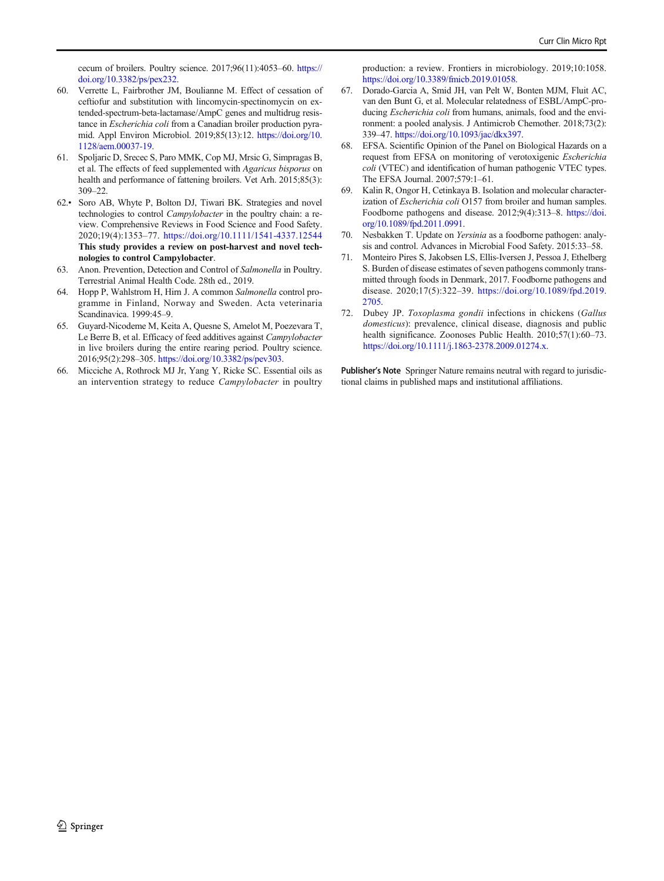cecum of broilers. Poultry science. 2017;96(11):4053–60. https://doi.org/10.3382/ps/pex232.

60. Verrette L, Fairbrother JM, Boulianne M. Effect of cessation of ceftiofur and substitution with lincomycin-spectinomycin on extended-spectrum-beta-lactamase/AmpC genes and multidrug resistance in *Escherichia coli* from a Canadian broiler production pyramid. Appl Environ Microbiol. 2019;85(13):12. https://doi.org/10.1128/aem.00037-19.
61. Spoljaric D, Srecec S, Paro MMK, Cop MJ, Mrsic G, Simpragas B, et al. The effects of feed supplemented with *Agaricus bisporus* on health and performance of fattening broilers. Vet Arh. 2015;85(3):309–22.
62.• Soro AB, Whyte P, Bolton DJ, Tiwari BK. Strategies and novel technologies to control *Campylobacter* in the poultry chain: a review. Comprehensive Reviews in Food Science and Food Safety. 2020;19(4):1353–77. https://doi.org/10.1111/1541-4337.12544 **This study provides a review on post-harvest and novel technologies to control Campylobacter**.
63. Anon. Prevention, Detection and Control of *Salmonella* in Poultry. Terrestrial Animal Health Code. 28th ed., 2019.
64. Hopp P, Wahlstrom H, Hirn J. A common *Salmonella* control programme in Finland, Norway and Sweden. Acta veterinaria Scandinavica. 1999:45–9.
65. Guyard-Nicodeme M, Keita A, Quesne S, Amelot M, Poezevara T, Le Berre B, et al. Efficacy of feed additives against *Campylobacter* in live broilers during the entire rearing period. Poultry science. 2016;95(2):298–305. https://doi.org/10.3382/ps/pev303.
66. Micciche A, Rothrock MJ Jr, Yang Y, Ricke SC. Essential oils as an intervention strategy to reduce *Campylobacter* in poultry production: a review. Frontiers in microbiology. 2019;10:1058. https://doi.org/10.3389/fmicb.2019.01058.
67. Dorado-Garcia A, Smid JH, van Pelt W, Bonten MJM, Fluit AC, van den Bunt G, et al. Molecular relatedness of ESBL/AmpC-producing *Escherichia coli* from humans, animals, food and the environment: a pooled analysis. J Antimicrob Chemother. 2018;73(2):339–47. https://doi.org/10.1093/jac/dkx397.
68. EFSA. Scientific Opinion of the Panel on Biological Hazards on a request from EFSA on monitoring of verotoxigenic *Escherichia coli* (VTEC) and identification of human pathogenic VTEC types. The EFSA Journal. 2007;579:1–61.
69. Kalin R, Ongor H, Cetinkaya B. Isolation and molecular characterization of *Escherichia coli* O157 from broiler and human samples. Foodborne pathogens and disease. 2012;9(4):313–8. https://doi.org/10.1089/fpd.2011.0991.
70. Nesbakken T. Update on *Yersinia* as a foodborne pathogen: analysis and control. Advances in Microbial Food Safety. 2015:33–58.
71. Monteiro Pires S, Jakobsen LS, Ellis-Iversen J, Pessoa J, Ethelberg S. Burden of disease estimates of seven pathogens commonly transmitted through foods in Denmark, 2017. Foodborne pathogens and disease. 2020;17(5):322–39. https://doi.org/10.1089/fpd.2019.2705.
72. Dubey JP. *Toxoplasma gondii* infections in chickens (*Gallus domesticus*): prevalence, clinical disease, diagnosis and public health significance. Zoonoses Public Health. 2010;57(1):60–73. https://doi.org/10.1111/j.1863-2378.2009.01274.x.

**Publisher's Note** Springer Nature remains neutral with regard to jurisdictional claims in published maps and institutional affiliations.